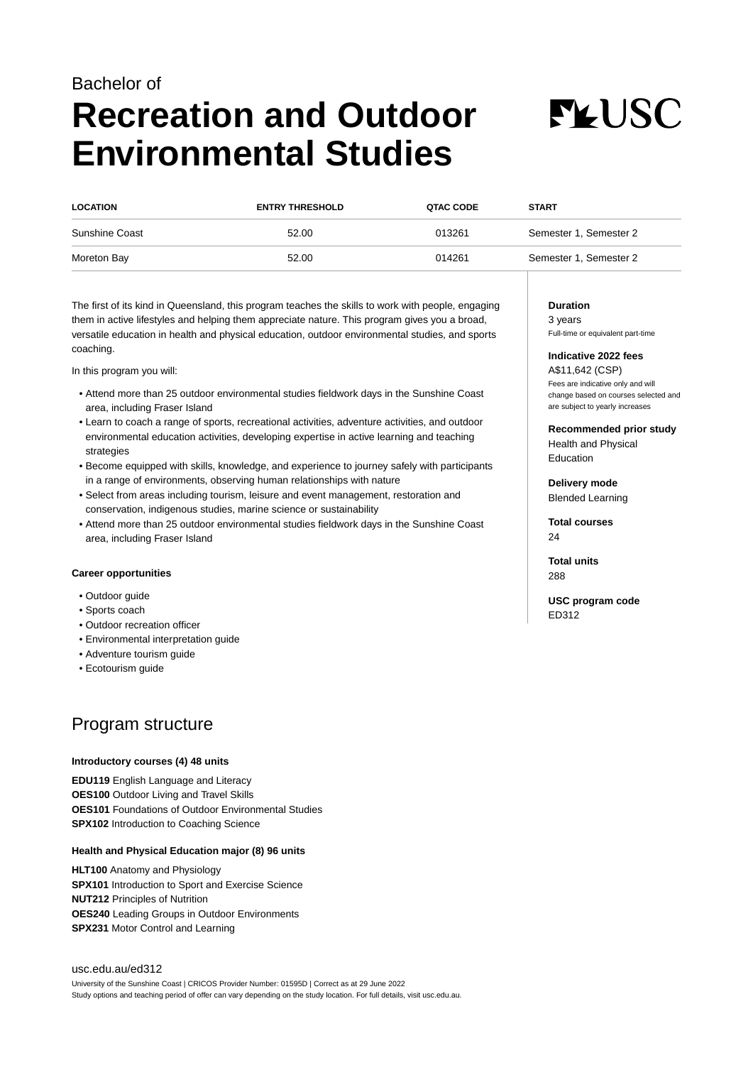Bachelor of

# Recreation and Outdoor Environmental Studies

| LOCATION | ENTRY THRESHOLD | QTAC CODE | START |
| --- | --- | --- | --- |
| Sunshine Coast | 52.00 | 013261 | Semester 1, Semester 2 |
| Moreton Bay | 52.00 | 014261 | Semester 1, Semester 2 |

The first of its kind in Queensland, this program teaches the skills to work with people, engaging them in active lifestyles and helping them appreciate nature. This program gives you a broad, versatile education in health and physical education, outdoor environmental studies, and sports coaching.

In this program you will:

- Attend more than 25 outdoor environmental studies fieldwork days in the Sunshine Coast area, including Fraser Island
- Learn to coach a range of sports, recreational activities, adventure activities, and outdoor environmental education activities, developing expertise in active learning and teaching strategies
- Become equipped with skills, knowledge, and experience to journey safely with participants in a range of environments, observing human relationships with nature
- Select from areas including tourism, leisure and event management, restoration and conservation, indigenous studies, marine science or sustainability
- Attend more than 25 outdoor environmental studies fieldwork days in the Sunshine Coast area, including Fraser Island

**Career opportunities**

- Outdoor guide
- Sports coach
- Outdoor recreation officer
- Environmental interpretation guide
- Adventure tourism guide
- Ecotourism guide

**Duration**
3 years
Full-time or equivalent part-time

**Indicative 2022 fees**
A$11,642 (CSP)
Fees are indicative only and will change based on courses selected and are subject to yearly increases

**Recommended prior study**
Health and Physical Education

**Delivery mode**
Blended Learning

**Total courses**
24

**Total units**
288

**USC program code**
ED312

## Program structure

**Introductory courses (4) 48 units**

**EDU119** English Language and Literacy
**OES100** Outdoor Living and Travel Skills
**OES101** Foundations of Outdoor Environmental Studies
**SPX102** Introduction to Coaching Science

**Health and Physical Education major (8) 96 units**

**HLT100** Anatomy and Physiology
**SPX101** Introduction to Sport and Exercise Science
**NUT212** Principles of Nutrition
**OES240** Leading Groups in Outdoor Environments
**SPX231** Motor Control and Learning

usc.edu.au/ed312

University of the Sunshine Coast | CRICOS Provider Number: 01595D | Correct as at 29 June 2022
Study options and teaching period of offer can vary depending on the study location. For full details, visit usc.edu.au.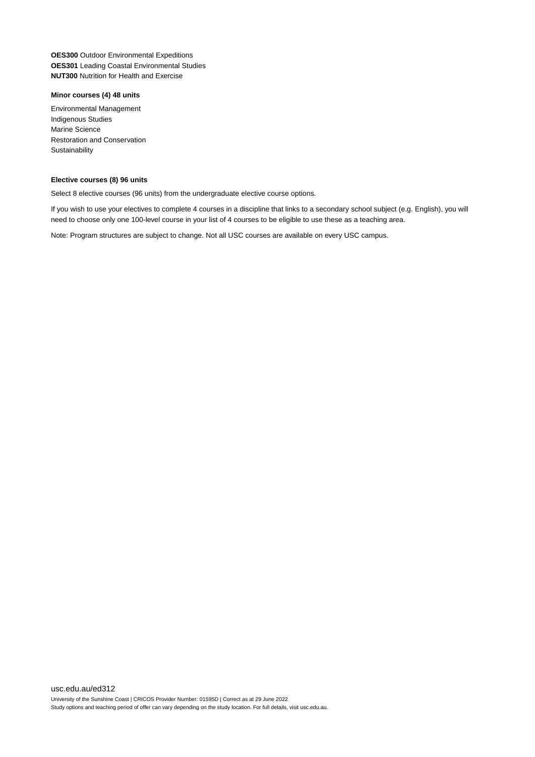**OES300** Outdoor Environmental Expeditions
**OES301** Leading Coastal Environmental Studies
**NUT300** Nutrition for Health and Exercise

#### Minor courses (4) 48 units

Environmental Management
Indigenous Studies
Marine Science
Restoration and Conservation
Sustainability

#### Elective courses (8) 96 units

Select 8 elective courses (96 units) from the undergraduate elective course options.

If you wish to use your electives to complete 4 courses in a discipline that links to a secondary school subject (e.g. English), you will need to choose only one 100-level course in your list of 4 courses to be eligible to use these as a teaching area.

Note: Program structures are subject to change. Not all USC courses are available on every USC campus.

usc.edu.au/ed312

University of the Sunshine Coast | CRICOS Provider Number: 01595D | Correct as at 29 June 2022
Study options and teaching period of offer can vary depending on the study location. For full details, visit usc.edu.au.